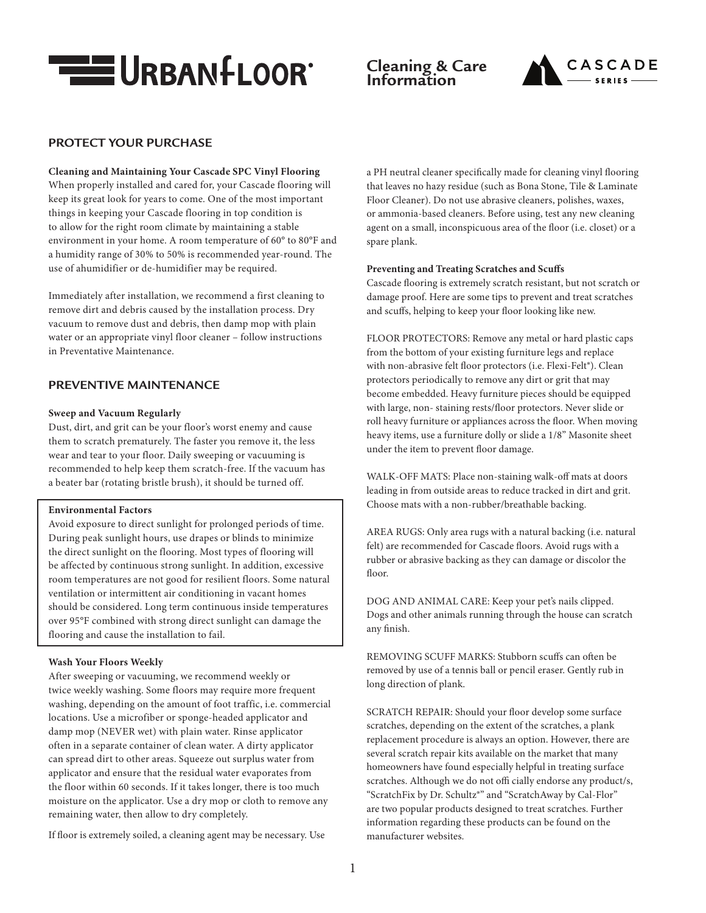# URBANFLOOR

**Cleaning & Care Information**

CASCADE SERIES

## PROTECT YOUR PURCHASE

**Cleaning and Maintaining Your Cascade SPC Vinyl Flooring**
When properly installed and cared for, your Cascade flooring will keep its great look for years to come. One of the most important things in keeping your Cascade flooring in top condition is to allow for the right room climate by maintaining a stable environment in your home. A room temperature of 60° to 80°F and a humidity range of 30% to 50% is recommended year-round. The use of ahumidifier or de-humidifier may be required.

Immediately after installation, we recommend a first cleaning to remove dirt and debris caused by the installation process. Dry vacuum to remove dust and debris, then damp mop with plain water or an appropriate vinyl floor cleaner – follow instructions in Preventative Maintenance.

## PREVENTIVE MAINTENANCE

**Sweep and Vacuum Regularly**
Dust, dirt, and grit can be your floor's worst enemy and cause them to scratch prematurely. The faster you remove it, the less wear and tear to your floor. Daily sweeping or vacuuming is recommended to help keep them scratch-free. If the vacuum has a beater bar (rotating bristle brush), it should be turned off.

**Environmental Factors**
Avoid exposure to direct sunlight for prolonged periods of time. During peak sunlight hours, use drapes or blinds to minimize the direct sunlight on the flooring. Most types of flooring will be affected by continuous strong sunlight. In addition, excessive room temperatures are not good for resilient floors. Some natural ventilation or intermittent air conditioning in vacant homes should be considered. Long term continuous inside temperatures over 95°F combined with strong direct sunlight can damage the flooring and cause the installation to fail.

**Wash Your Floors Weekly**
After sweeping or vacuuming, we recommend weekly or twice weekly washing. Some floors may require more frequent washing, depending on the amount of foot traffic, i.e. commercial locations. Use a microfiber or sponge-headed applicator and damp mop (NEVER wet) with plain water. Rinse applicator often in a separate container of clean water. A dirty applicator can spread dirt to other areas. Squeeze out surplus water from applicator and ensure that the residual water evaporates from the floor within 60 seconds. If it takes longer, there is too much moisture on the applicator. Use a dry mop or cloth to remove any remaining water, then allow to dry completely.

If floor is extremely soiled, a cleaning agent may be necessary. Use a PH neutral cleaner specifically made for cleaning vinyl flooring that leaves no hazy residue (such as Bona Stone, Tile & Laminate Floor Cleaner). Do not use abrasive cleaners, polishes, waxes, or ammonia-based cleaners. Before using, test any new cleaning agent on a small, inconspicuous area of the floor (i.e. closet) or a spare plank.

**Preventing and Treating Scratches and Scuffs**
Cascade flooring is extremely scratch resistant, but not scratch or damage proof. Here are some tips to prevent and treat scratches and scuffs, helping to keep your floor looking like new.

FLOOR PROTECTORS: Remove any metal or hard plastic caps from the bottom of your existing furniture legs and replace with non-abrasive felt floor protectors (i.e. Flexi-Felt®). Clean protectors periodically to remove any dirt or grit that may become embedded. Heavy furniture pieces should be equipped with large, non- staining rests/floor protectors. Never slide or roll heavy furniture or appliances across the floor. When moving heavy items, use a furniture dolly or slide a 1/8" Masonite sheet under the item to prevent floor damage.

WALK-OFF MATS: Place non-staining walk-off mats at doors leading in from outside areas to reduce tracked in dirt and grit. Choose mats with a non-rubber/breathable backing.

AREA RUGS: Only area rugs with a natural backing (i.e. natural felt) are recommended for Cascade floors. Avoid rugs with a rubber or abrasive backing as they can damage or discolor the floor.

DOG AND ANIMAL CARE: Keep your pet's nails clipped. Dogs and other animals running through the house can scratch any finish.

REMOVING SCUFF MARKS: Stubborn scuffs can often be removed by use of a tennis ball or pencil eraser. Gently rub in long direction of plank.

SCRATCH REPAIR: Should your floor develop some surface scratches, depending on the extent of the scratches, a plank replacement procedure is always an option. However, there are several scratch repair kits available on the market that many homeowners have found especially helpful in treating surface scratches. Although we do not offi cially endorse any product/s, "ScratchFix by Dr. Schultz®" and "ScratchAway by Cal-Flor" are two popular products designed to treat scratches. Further information regarding these products can be found on the manufacturer websites.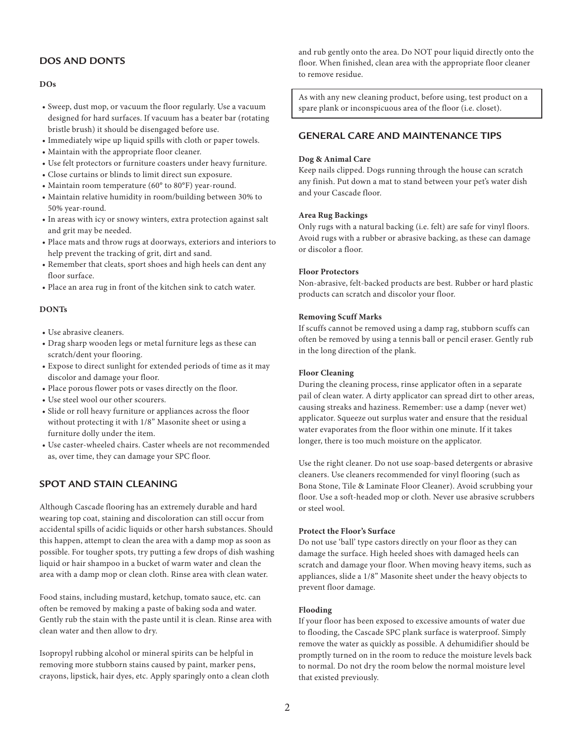## DOS AND DONTS

**DOs**

- Sweep, dust mop, or vacuum the floor regularly. Use a vacuum designed for hard surfaces. If vacuum has a beater bar (rotating bristle brush) it should be disengaged before use.
- Immediately wipe up liquid spills with cloth or paper towels.
- Maintain with the appropriate floor cleaner.
- Use felt protectors or furniture coasters under heavy furniture.
- Close curtains or blinds to limit direct sun exposure.
- Maintain room temperature (60° to 80°F) year-round.
- Maintain relative humidity in room/building between 30% to 50% year-round.
- In areas with icy or snowy winters, extra protection against salt and grit may be needed.
- Place mats and throw rugs at doorways, exteriors and interiors to help prevent the tracking of grit, dirt and sand.
- Remember that cleats, sport shoes and high heels can dent any floor surface.
- Place an area rug in front of the kitchen sink to catch water.

**DONTs**

- Use abrasive cleaners.
- Drag sharp wooden legs or metal furniture legs as these can scratch/dent your flooring.
- Expose to direct sunlight for extended periods of time as it may discolor and damage your floor.
- Place porous flower pots or vases directly on the floor.
- Use steel wool our other scourers.
- Slide or roll heavy furniture or appliances across the floor without protecting it with 1/8" Masonite sheet or using a furniture dolly under the item.
- Use caster-wheeled chairs. Caster wheels are not recommended as, over time, they can damage your SPC floor.

## SPOT AND STAIN CLEANING

Although Cascade flooring has an extremely durable and hard wearing top coat, staining and discoloration can still occur from accidental spills of acidic liquids or other harsh substances. Should this happen, attempt to clean the area with a damp mop as soon as possible. For tougher spots, try putting a few drops of dish washing liquid or hair shampoo in a bucket of warm water and clean the area with a damp mop or clean cloth. Rinse area with clean water.

Food stains, including mustard, ketchup, tomato sauce, etc. can often be removed by making a paste of baking soda and water. Gently rub the stain with the paste until it is clean. Rinse area with clean water and then allow to dry.

Isopropyl rubbing alcohol or mineral spirits can be helpful in removing more stubborn stains caused by paint, marker pens, crayons, lipstick, hair dyes, etc. Apply sparingly onto a clean cloth and rub gently onto the area. Do NOT pour liquid directly onto the floor. When finished, clean area with the appropriate floor cleaner to remove residue.

As with any new cleaning product, before using, test product on a spare plank or inconspicuous area of the floor (i.e. closet).

## GENERAL CARE AND MAINTENANCE TIPS

**Dog & Animal Care**

Keep nails clipped. Dogs running through the house can scratch any finish. Put down a mat to stand between your pet's water dish and your Cascade floor.

**Area Rug Backings**

Only rugs with a natural backing (i.e. felt) are safe for vinyl floors. Avoid rugs with a rubber or abrasive backing, as these can damage or discolor a floor.

**Floor Protectors**

Non-abrasive, felt-backed products are best. Rubber or hard plastic products can scratch and discolor your floor.

**Removing Scuff Marks**

If scuffs cannot be removed using a damp rag, stubborn scuffs can often be removed by using a tennis ball or pencil eraser. Gently rub in the long direction of the plank.

**Floor Cleaning**

During the cleaning process, rinse applicator often in a separate pail of clean water. A dirty applicator can spread dirt to other areas, causing streaks and haziness. Remember: use a damp (never wet) applicator. Squeeze out surplus water and ensure that the residual water evaporates from the floor within one minute. If it takes longer, there is too much moisture on the applicator.

Use the right cleaner. Do not use soap-based detergents or abrasive cleaners. Use cleaners recommended for vinyl flooring (such as Bona Stone, Tile & Laminate Floor Cleaner). Avoid scrubbing your floor. Use a soft-headed mop or cloth. Never use abrasive scrubbers or steel wool.

**Protect the Floor's Surface**

Do not use 'ball' type castors directly on your floor as they can damage the surface. High heeled shoes with damaged heels can scratch and damage your floor. When moving heavy items, such as appliances, slide a 1/8" Masonite sheet under the heavy objects to prevent floor damage.

**Flooding**

If your floor has been exposed to excessive amounts of water due to flooding, the Cascade SPC plank surface is waterproof. Simply remove the water as quickly as possible. A dehumidifier should be promptly turned on in the room to reduce the moisture levels back to normal. Do not dry the room below the normal moisture level that existed previously.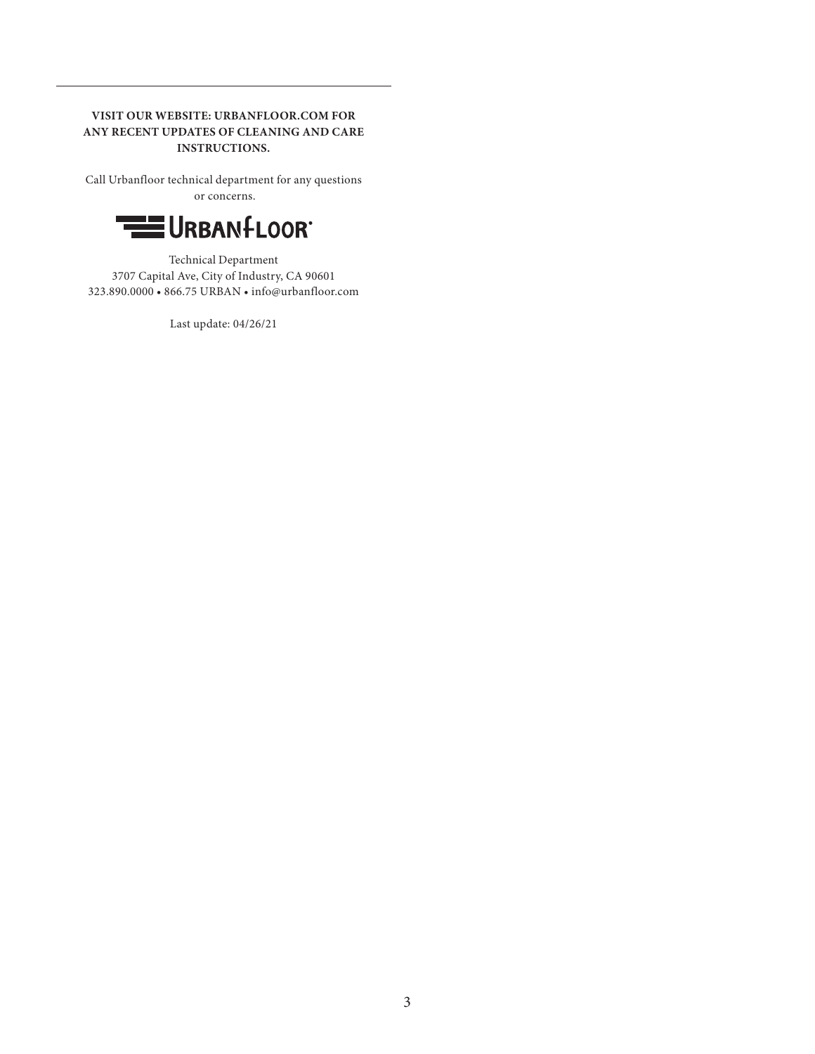---

**VISIT OUR WEBSITE: URBANFLOOR.COM FOR ANY RECENT UPDATES OF CLEANING AND CARE INSTRUCTIONS.**

Call Urbanfloor technical department for any questions or concerns.

URBANFLOOR

Technical Department
3707 Capital Ave, City of Industry, CA 90601
323.890.0000 • 866.75 URBAN • info@urbanfloor.com

Last update: 04/26/21